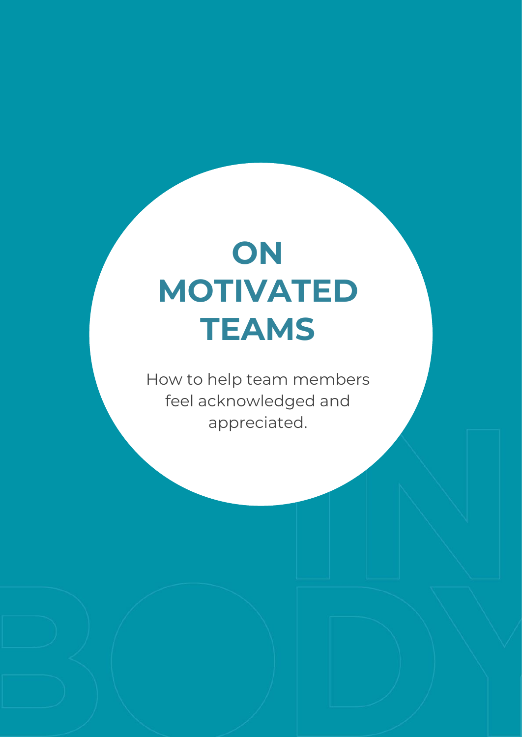# ON MOTIVATED TEAMS

How to help team members feel acknowledged and appreciated.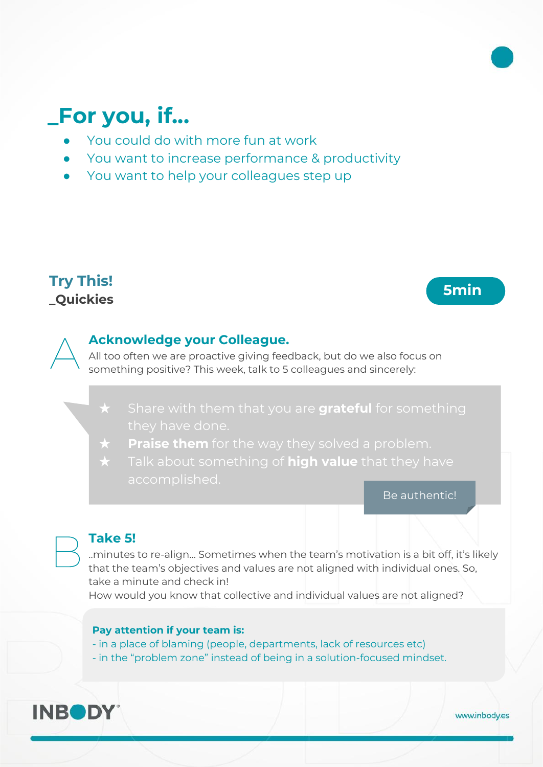## _For you, if...

- You could do with more fun at work
- You want to increase performance & productivity
- You want to help your colleagues step up

## Try This!

### _Quickies

**5min**

### A — Acknowledge your Colleague.

All too often we are proactive giving feedback, but do we also focus on something positive? This week, talk to 5 colleagues and sincerely:

- ★ Share with them that you are **grateful** for something they have done.
- ★ **Praise them** for the way they solved a problem.
- ★ Talk about something of **high value** that they have accomplished.

Be authentic!

### B — Take 5!

..minutes to re-align... Sometimes when the team's motivation is a bit off, it's likely that the team's objectives and values are not aligned with individual ones. So, take a minute and check in!

How would you know that collective and individual values are not aligned?

**Pay attention if your team is:**

- in a place of blaming (people, departments, lack of resources etc)
- in the "problem zone" instead of being in a solution-focused mindset.

INBODY

www.inbody.es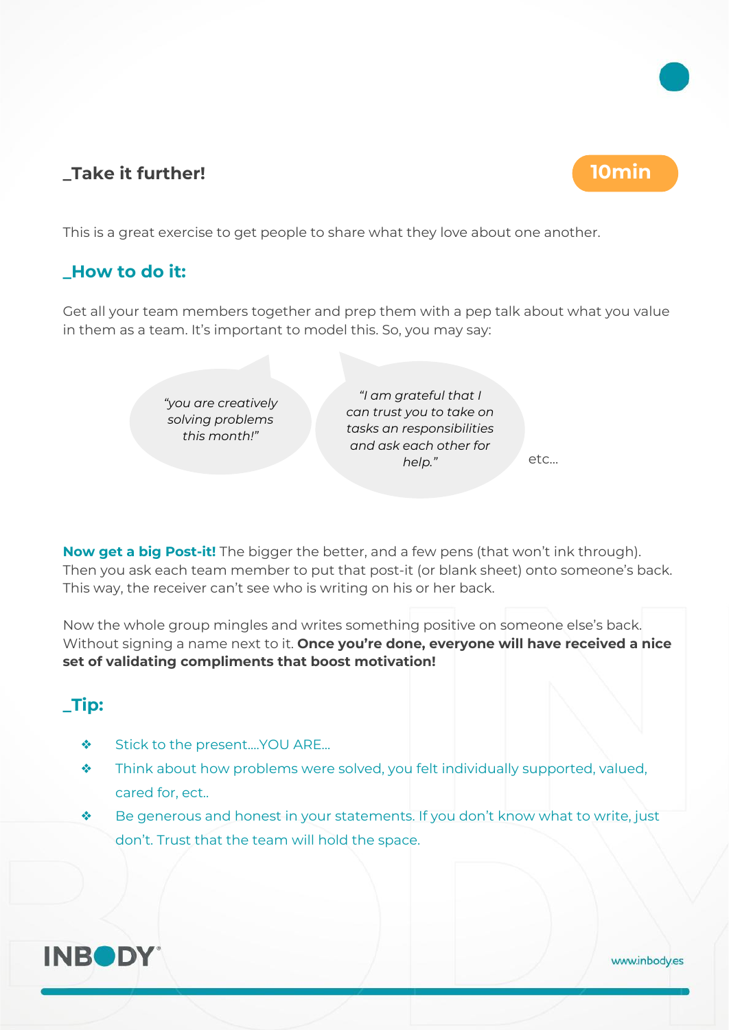## _Take it further!

10min

This is a great exercise to get people to share what they love about one another.

### _How to do it:

Get all your team members together and prep them with a pep talk about what you value in them as a team. It's important to model this. So, you may say:

*"you are creatively solving problems this month!"*

*"I am grateful that I can trust you to take on tasks an responsibilities and ask each other for help."*

etc...

**Now get a big Post-it!** The bigger the better, and a few pens (that won't ink through). Then you ask each team member to put that post-it (or blank sheet) onto someone's back. This way, the receiver can't see who is writing on his or her back.

Now the whole group mingles and writes something positive on someone else's back. Without signing a name next to it. **Once you're done, everyone will have received a nice set of validating compliments that boost motivation!**

### _Tip:

- Stick to the present....YOU ARE...
- Think about how problems were solved, you felt individually supported, valued, cared for, ect..
- Be generous and honest in your statements. If you don't know what to write, just don't. Trust that the team will hold the space.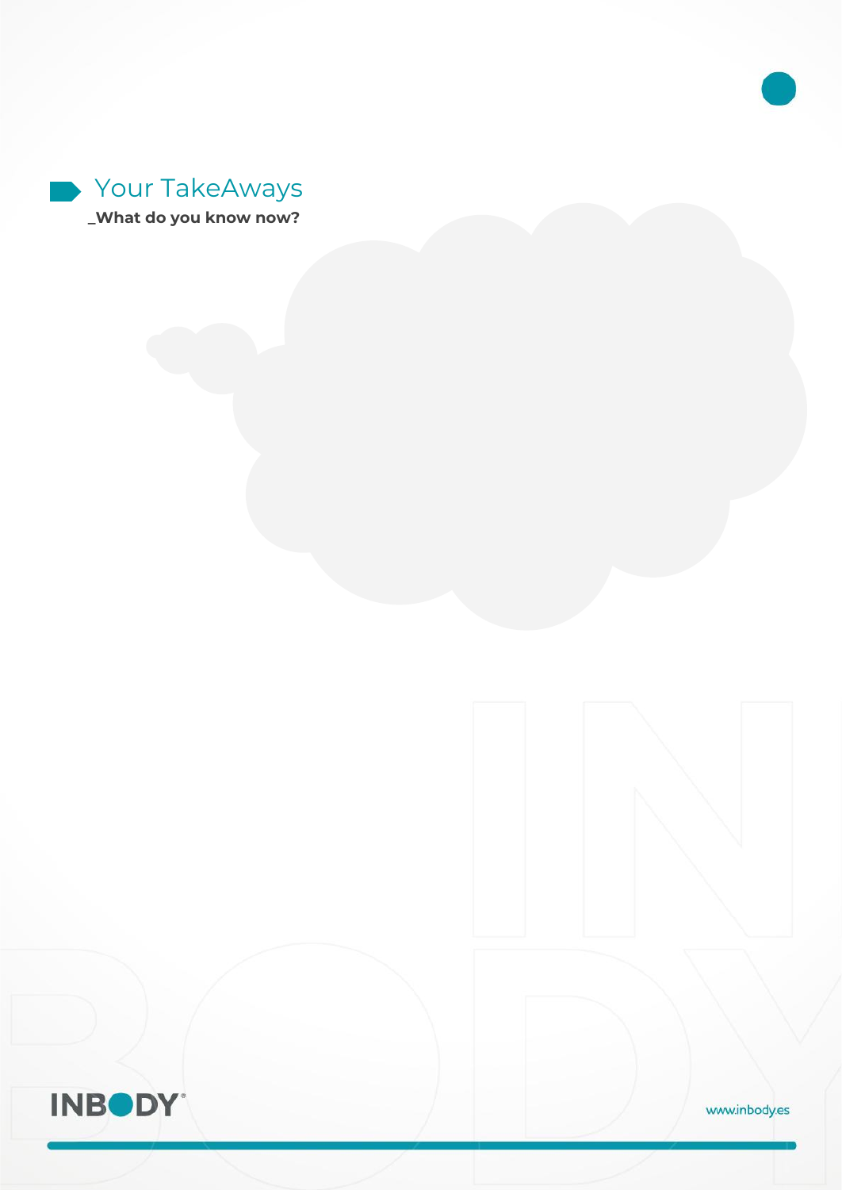## Your TakeAways

**_What do you know now?**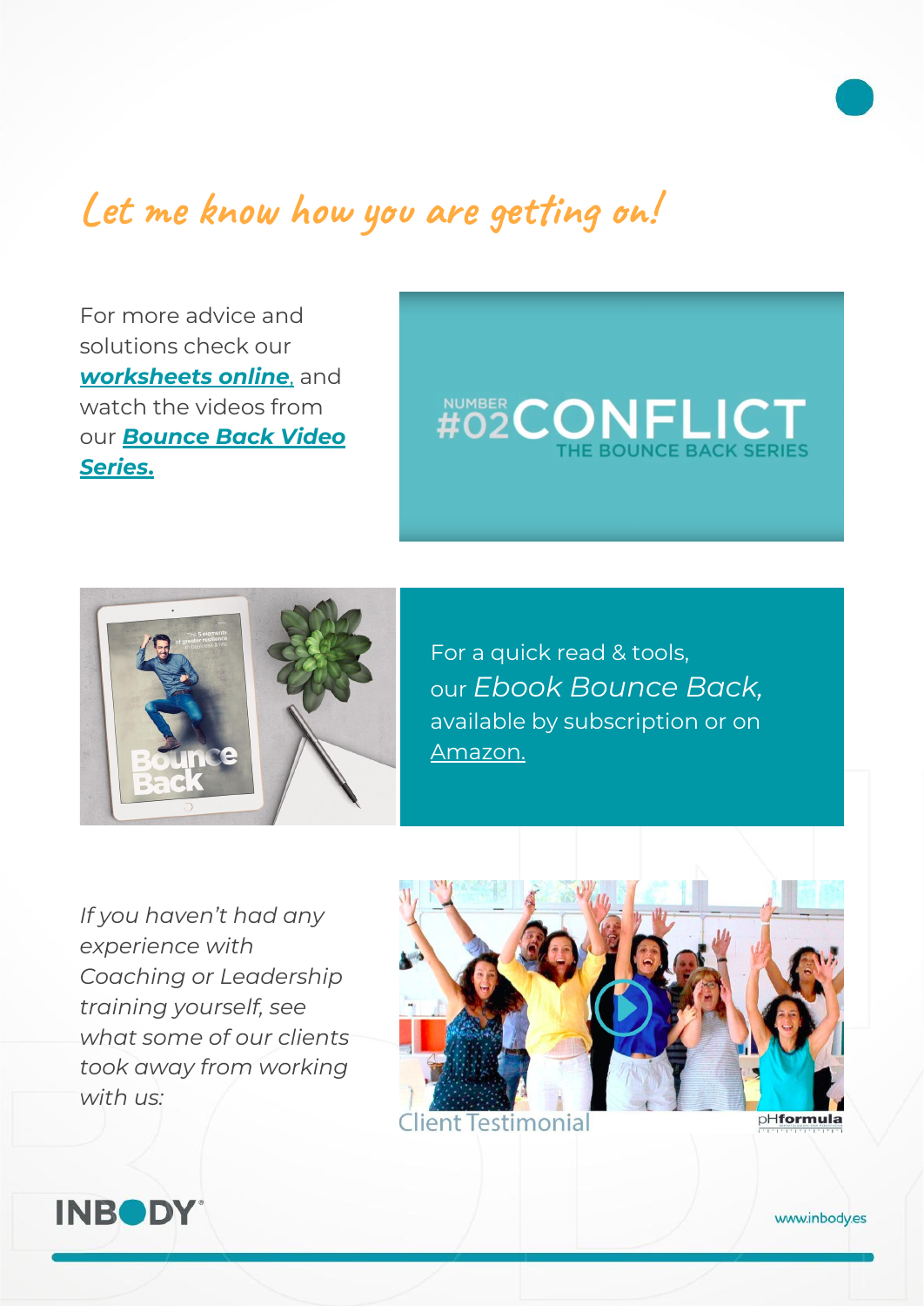# Let me know how you are getting on!

For more advice and solutions check our ***worksheets online***, and watch the videos from our ***Bounce Back Video Series.***

NUMBER #02 CONFLICT
THE BOUNCE BACK SERIES

For a quick read & tools, our *Ebook Bounce Back,* available by subscription or on Amazon.

*If you haven't had any experience with Coaching or Leadership training yourself, see what some of our clients took away from working with us:*

Client Testimonial

www.inbody.es